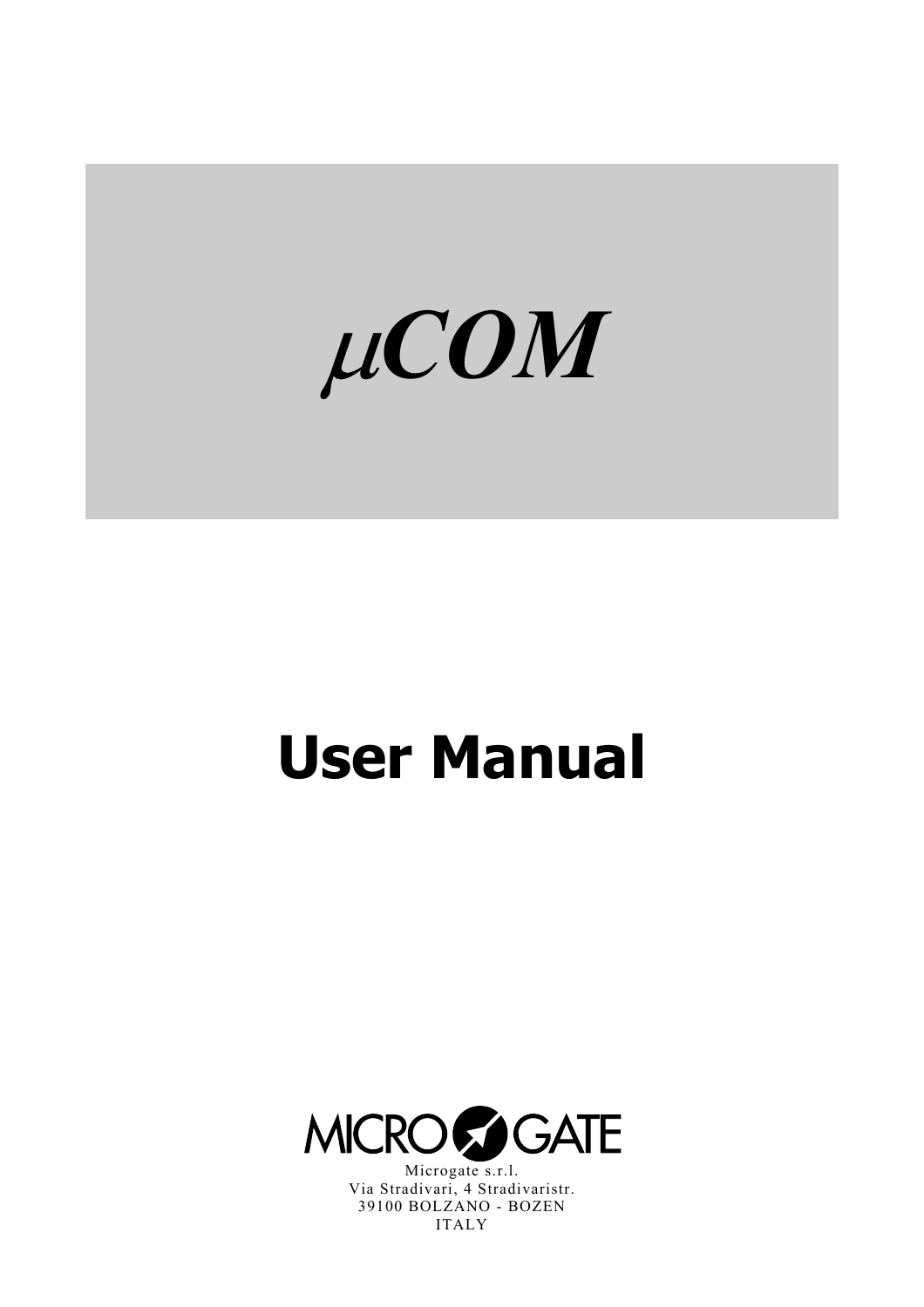# *μCOM*

# User Manual

MICROGATE

Microgate s.r.l.
Via Stradivari, 4 Stradivaristr.
39100 BOLZANO - BOZEN
ITALY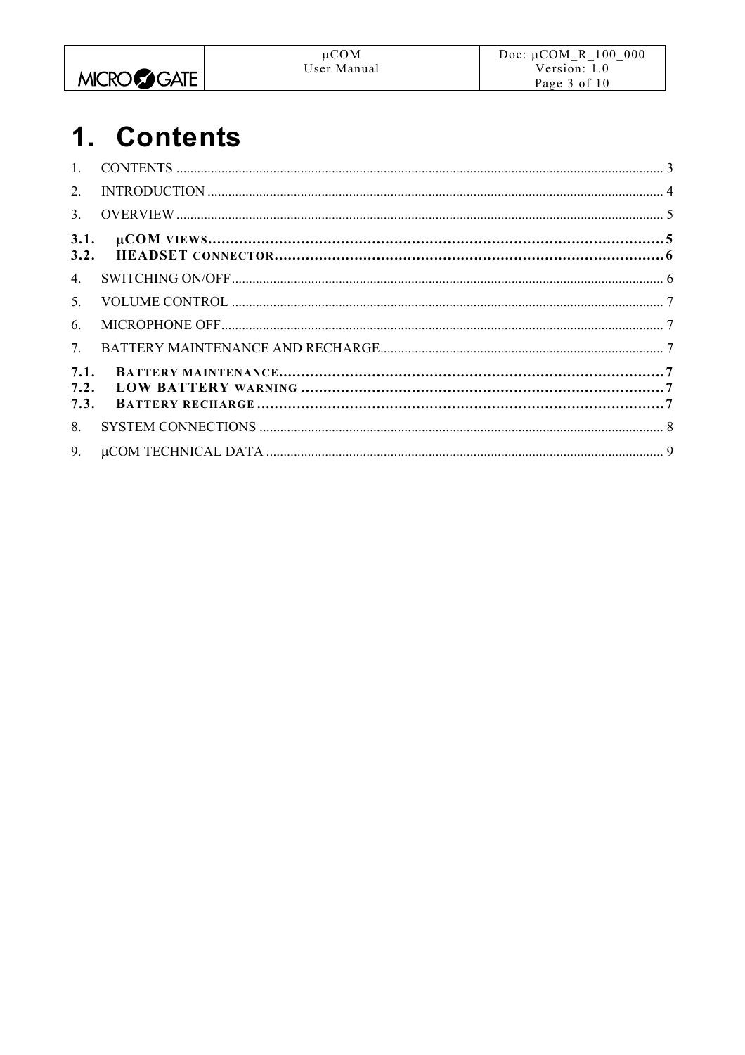# 1. Contents

1. CONTENTS ........................................................................................................................................ 3
2. INTRODUCTION ................................................................................................................................ 4
3. OVERVIEW ........................................................................................................................................ 5

**3.1. μCOM VIEWS** ........................................................................................................ **5**
**3.2. HEADSET CONNECTOR** ........................................................................................... **6**

4. SWITCHING ON/OFF ........................................................................................................................ 6
5. VOLUME CONTROL ......................................................................................................................... 7
6. MICROPHONE OFF ........................................................................................................................... 7
7. BATTERY MAINTENANCE AND RECHARGE .................................................................................. 7

**7.1. BATTERY MAINTENANCE** ........................................................................................ **7**
**7.2. LOW BATTERY WARNING** ........................................................................................ **7**
**7.3. BATTERY RECHARGE** .............................................................................................. **7**

8. SYSTEM CONNECTIONS ................................................................................................................. 8
9. μCOM TECHNICAL DATA ................................................................................................................ 9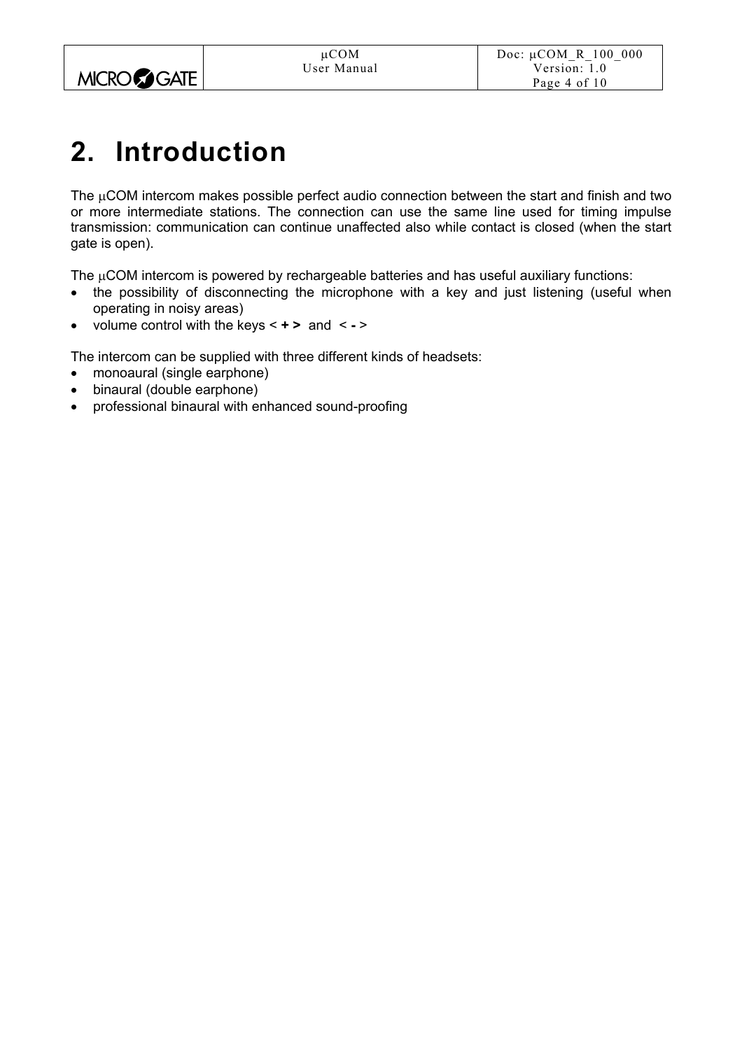# 2. Introduction

The μCOM intercom makes possible perfect audio connection between the start and finish and two or more intermediate stations. The connection can use the same line used for timing impulse transmission: communication can continue unaffected also while contact is closed (when the start gate is open).

The μCOM intercom is powered by rechargeable batteries and has useful auxiliary functions:

- the possibility of disconnecting the microphone with a key and just listening (useful when operating in noisy areas)
- volume control with the keys < **+ >** and < **-** >

The intercom can be supplied with three different kinds of headsets:

- monoaural (single earphone)
- binaural (double earphone)
- professional binaural with enhanced sound-proofing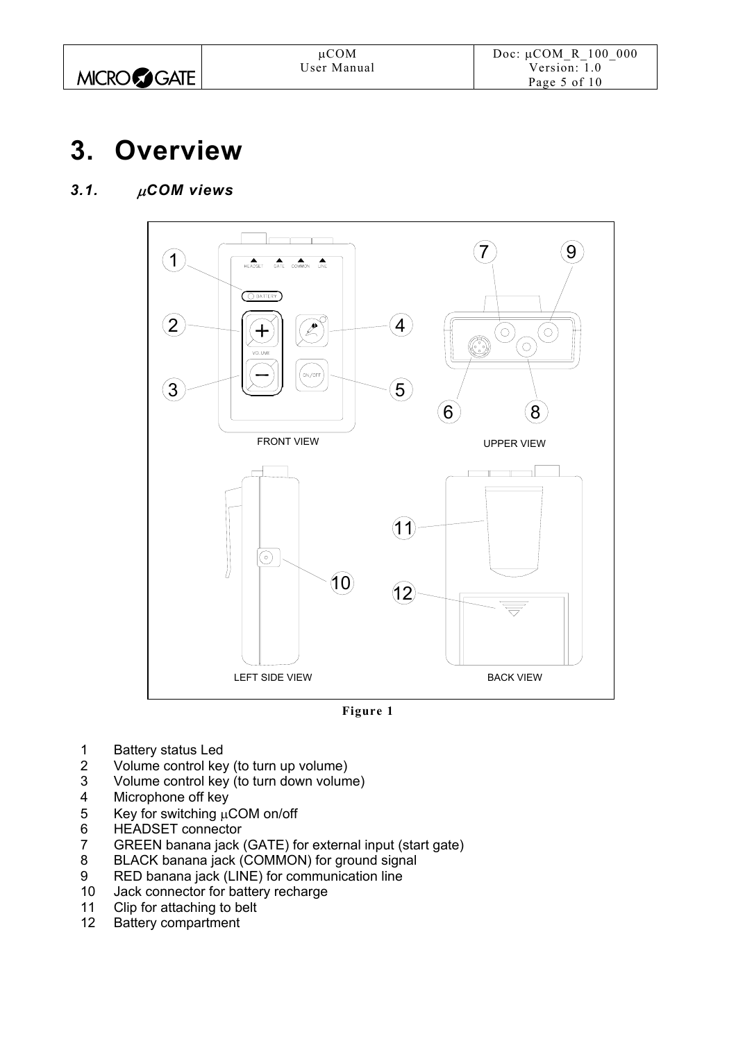# 3. Overview

## 3.1. μCOM views

Figure 1

1 Battery status Led
2 Volume control key (to turn up volume)
3 Volume control key (to turn down volume)
4 Microphone off key
5 Key for switching μCOM on/off
6 HEADSET connector
7 GREEN banana jack (GATE) for external input (start gate)
8 BLACK banana jack (COMMON) for ground signal
9 RED banana jack (LINE) for communication line
10 Jack connector for battery recharge
11 Clip for attaching to belt
12 Battery compartment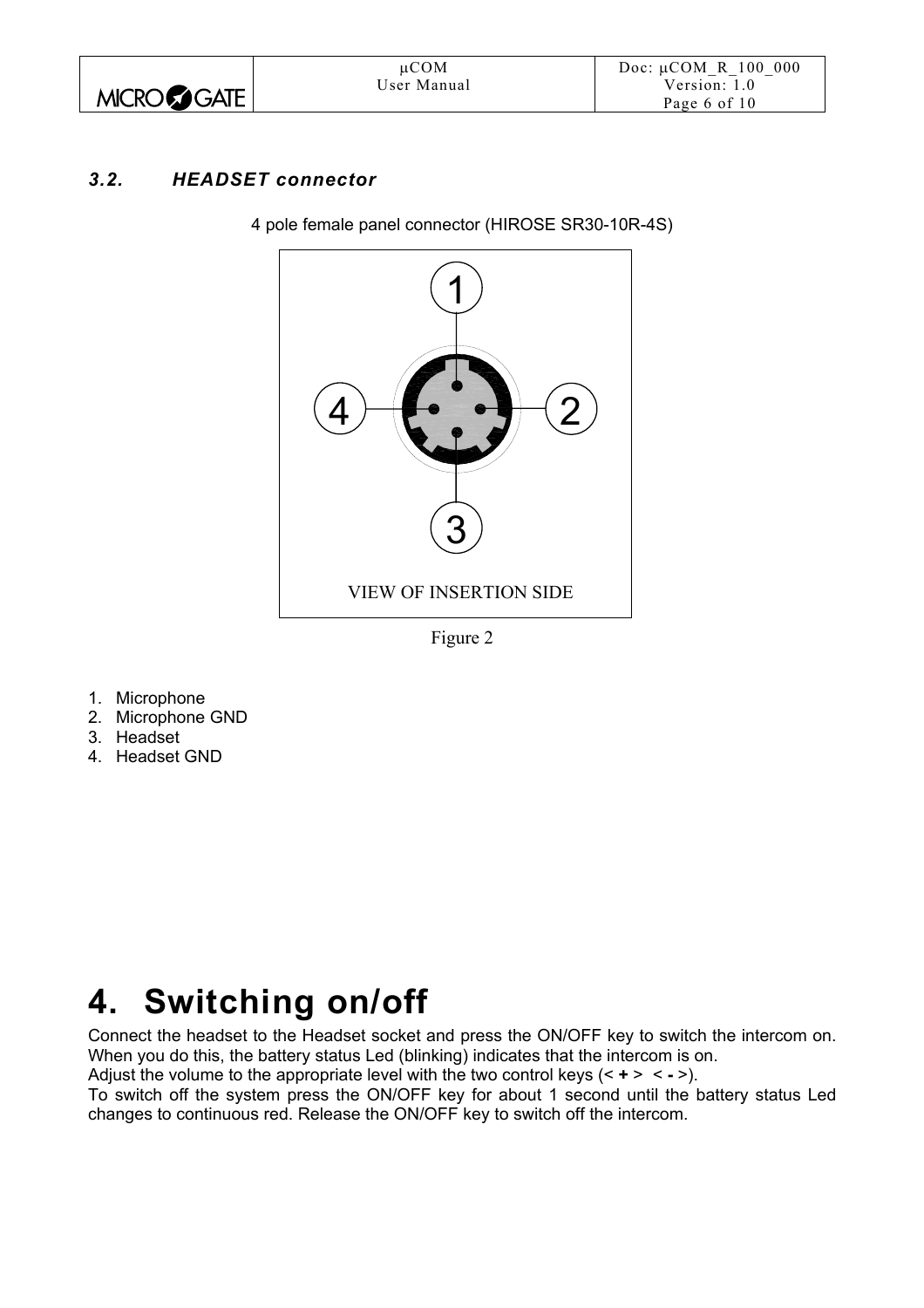### 3.2. HEADSET connector

4 pole female panel connector (HIROSE SR30-10R-4S)

VIEW OF INSERTION SIDE

Figure 2

1. Microphone
2. Microphone GND
3. Headset
4. Headset GND

# 4. Switching on/off

Connect the headset to the Headset socket and press the ON/OFF key to switch the intercom on. When you do this, the battery status Led (blinking) indicates that the intercom is on.
Adjust the volume to the appropriate level with the two control keys (< **+** > < **-** >).
To switch off the system press the ON/OFF key for about 1 second until the battery status Led changes to continuous red. Release the ON/OFF key to switch off the intercom.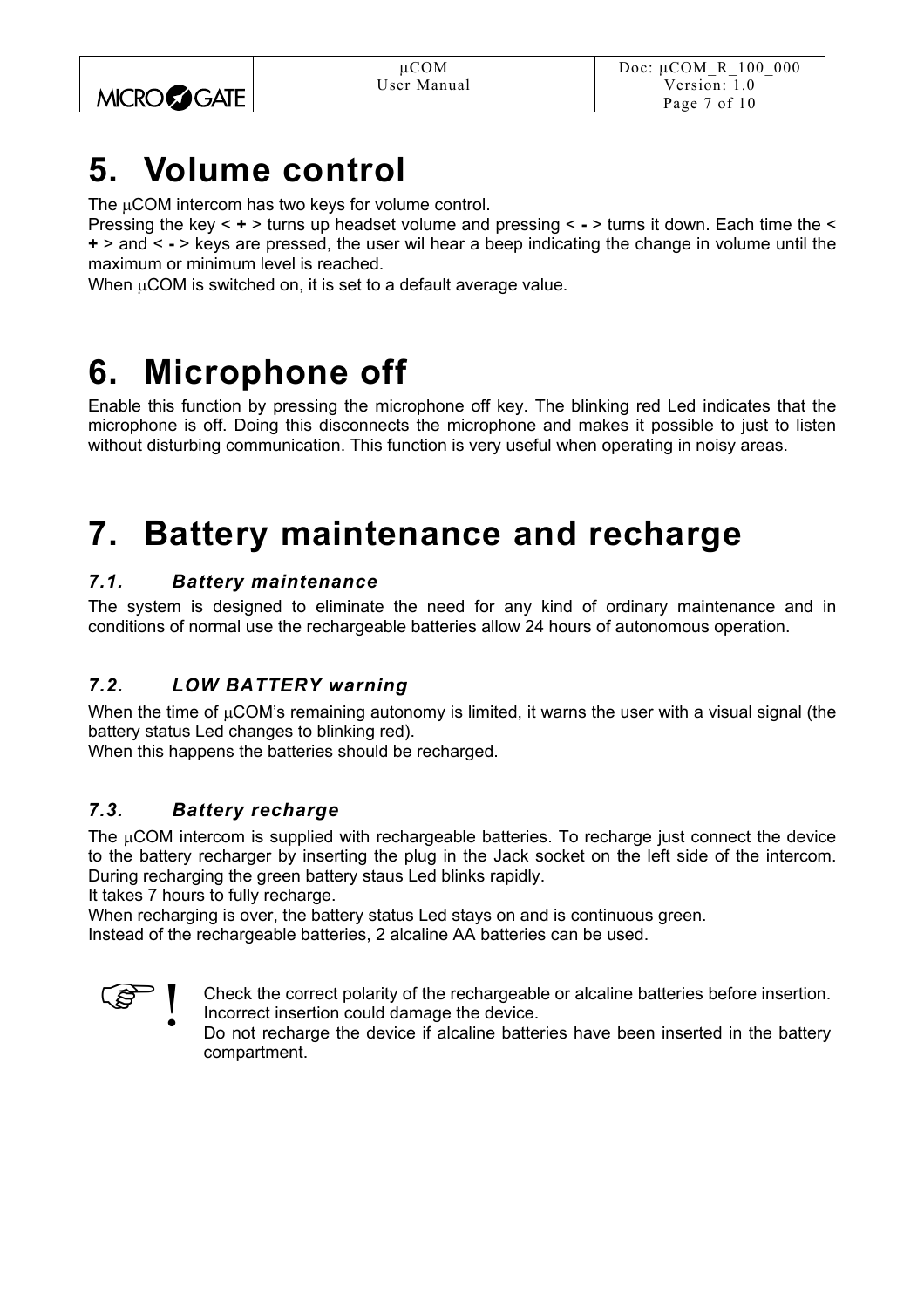# 5. Volume control

The μCOM intercom has two keys for volume control.
Pressing the key < **+** > turns up headset volume and pressing < **-** > turns it down. Each time the < **+** > and < **-** > keys are pressed, the user wil hear a beep indicating the change in volume until the maximum or minimum level is reached.
When μCOM is switched on, it is set to a default average value.

# 6. Microphone off

Enable this function by pressing the microphone off key. The blinking red Led indicates that the microphone is off. Doing this disconnects the microphone and makes it possible to just to listen without disturbing communication. This function is very useful when operating in noisy areas.

# 7. Battery maintenance and recharge

### *7.1. Battery maintenance*

The system is designed to eliminate the need for any kind of ordinary maintenance and in conditions of normal use the rechargeable batteries allow 24 hours of autonomous operation.

### *7.2. LOW BATTERY warning*

When the time of μCOM's remaining autonomy is limited, it warns the user with a visual signal (the battery status Led changes to blinking red).
When this happens the batteries should be recharged.

### *7.3. Battery recharge*

The μCOM intercom is supplied with rechargeable batteries. To recharge just connect the device to the battery recharger by inserting the plug in the Jack socket on the left side of the intercom. During recharging the green battery staus Led blinks rapidly.
It takes 7 hours to fully recharge.
When recharging is over, the battery status Led stays on and is continuous green.
Instead of the rechargeable batteries, 2 alcaline AA batteries can be used.

☞ ! Check the correct polarity of the rechargeable or alcaline batteries before insertion. Incorrect insertion could damage the device.
Do not recharge the device if alcaline batteries have been inserted in the battery compartment.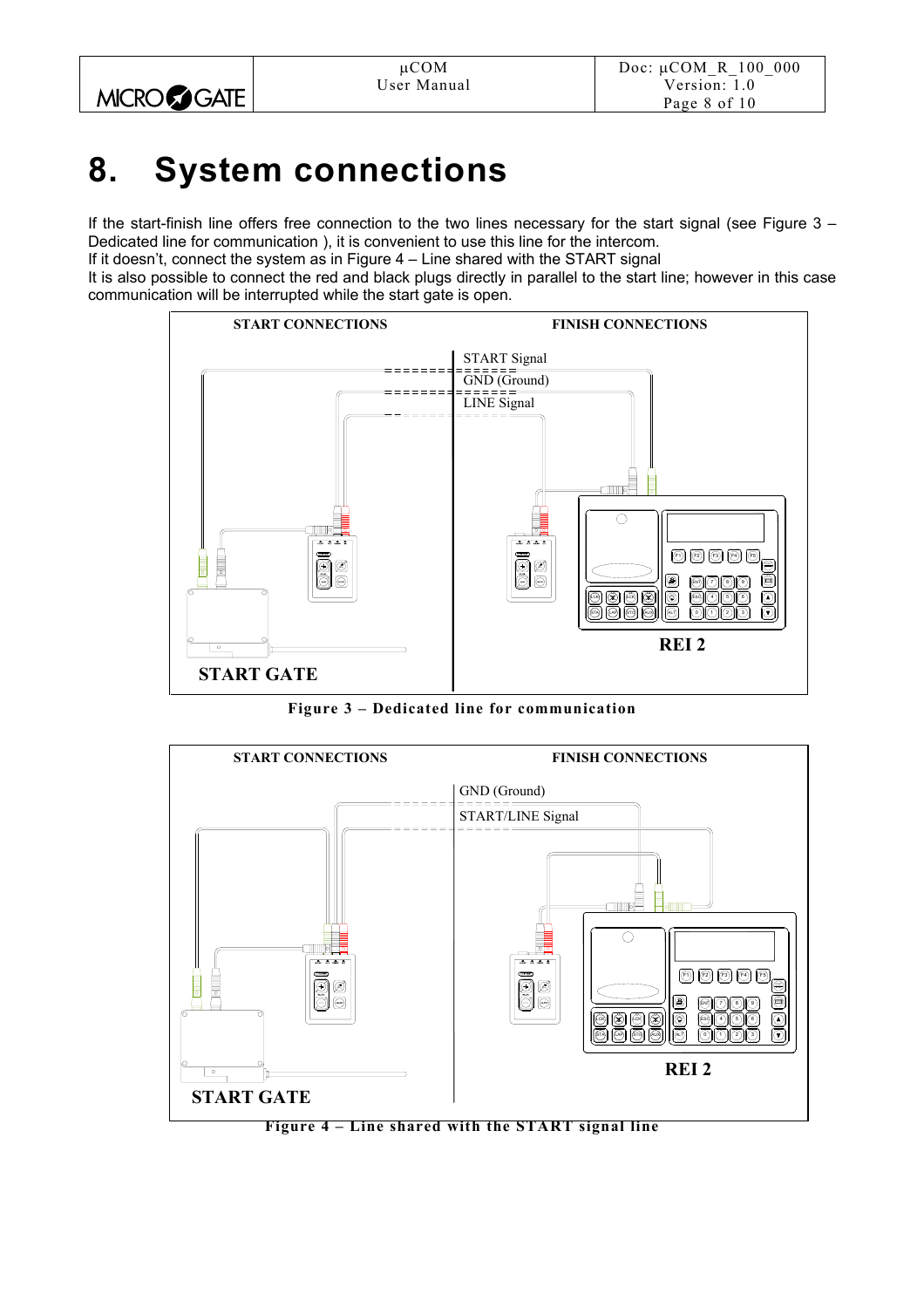# 8. System connections

If the start-finish line offers free connection to the two lines necessary for the start signal (see Figure 3 – Dedicated line for communication ), it is convenient to use this line for the intercom.
If it doesn't, connect the system as in Figure 4 – Line shared with the START signal
It is also possible to connect the red and black plugs directly in parallel to the start line; however in this case communication will be interrupted while the start gate is open.

Figure 3 – Dedicated line for communication

Figure 4 – Line shared with the START signal line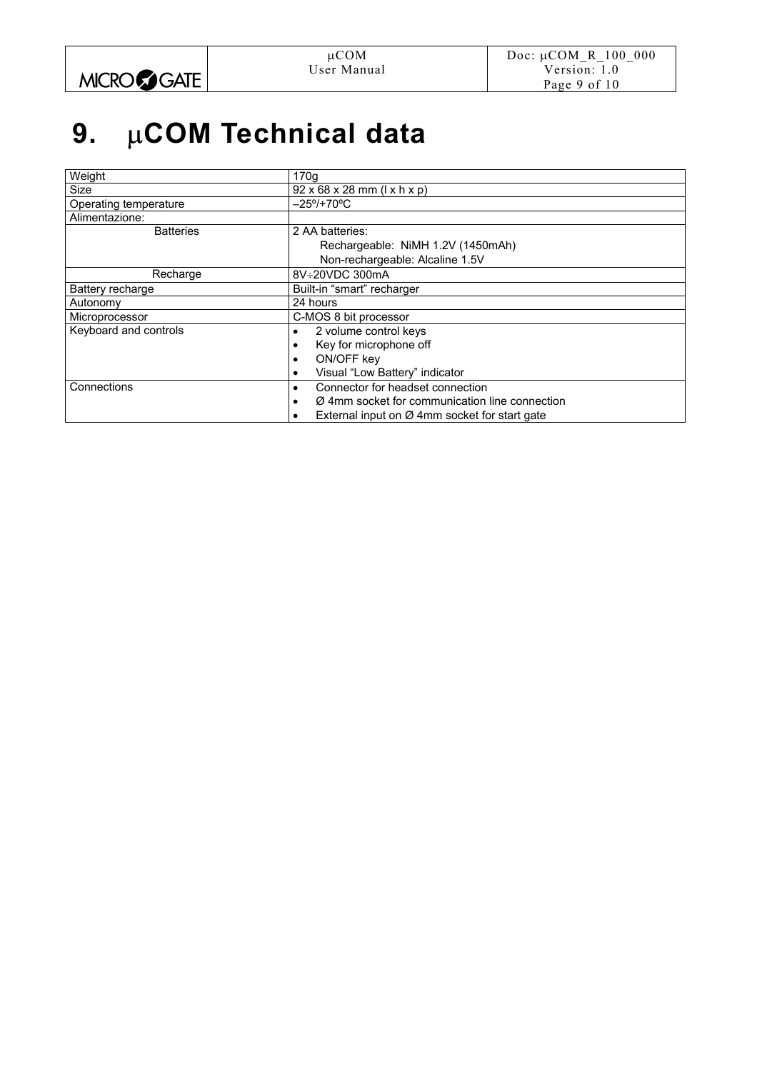# 9. μCOM Technical data

| Weight | 170g |
|---|---|
| Size | 92 x 68 x 28 mm (l x h x p) |
| Operating temperature | –25º/+70ºC |
| Alimentazione: | |
| Batteries | 2 AA batteries:<br>Rechargeable: NiMH 1.2V (1450mAh)<br>Non-rechargeable: Alcaline 1.5V |
| Recharge | 8V÷20VDC 300mA |
| Battery recharge | Built-in "smart" recharger |
| Autonomy | 24 hours |
| Microprocessor | C-MOS 8 bit processor |
| Keyboard and controls | • 2 volume control keys<br>• Key for microphone off<br>• ON/OFF key<br>• Visual "Low Battery" indicator |
| Connections | • Connector for headset connection<br>• Ø 4mm socket for communication line connection<br>• External input on Ø 4mm socket for start gate |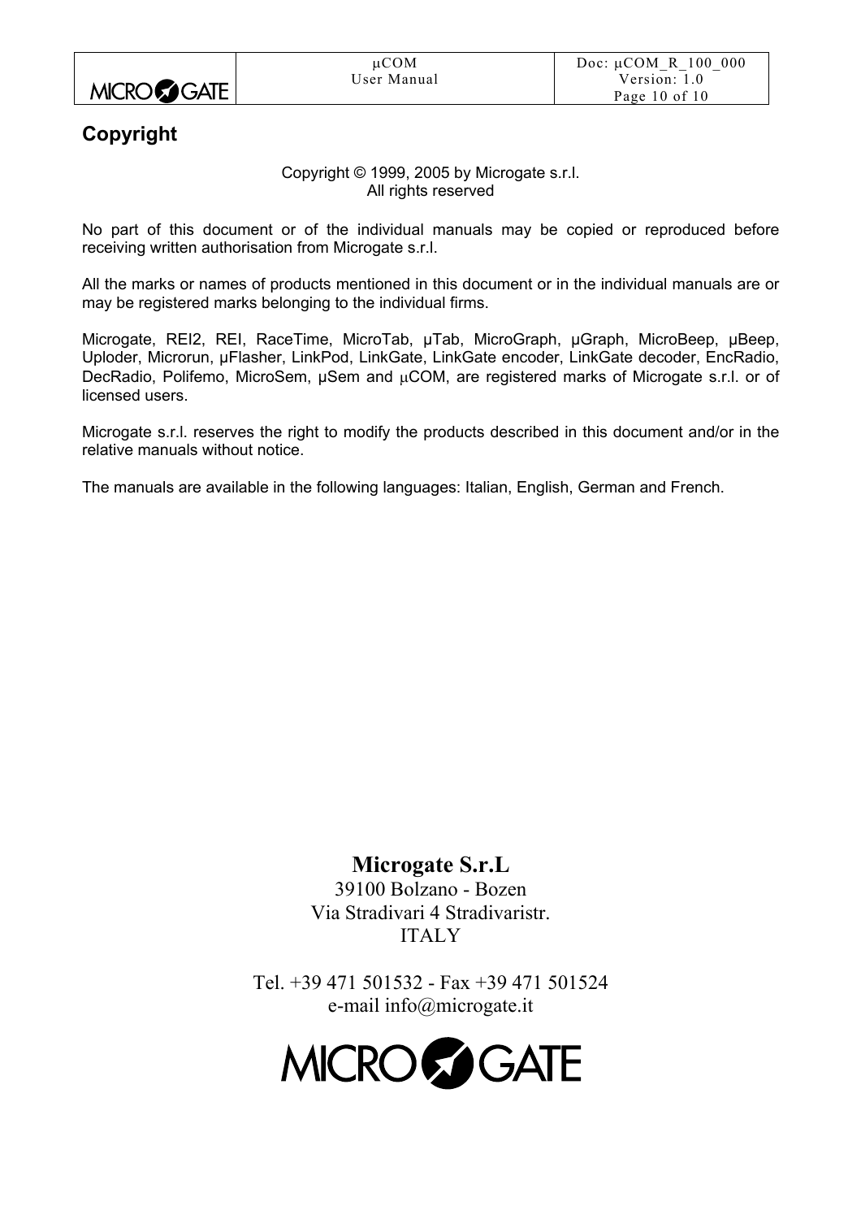## Copyright

Copyright © 1999, 2005 by Microgate s.r.l.
All rights reserved

No part of this document or of the individual manuals may be copied or reproduced before receiving written authorisation from Microgate s.r.l.

All the marks or names of products mentioned in this document or in the individual manuals are or may be registered marks belonging to the individual firms.

Microgate, REI2, REI, RaceTime, MicroTab, μTab, MicroGraph, μGraph, MicroBeep, μBeep, Uploder, Microrun, μFlasher, LinkPod, LinkGate, LinkGate encoder, LinkGate decoder, EncRadio, DecRadio, Polifemo, MicroSem, μSem and μCOM, are registered marks of Microgate s.r.l. or of licensed users.

Microgate s.r.l. reserves the right to modify the products described in this document and/or in the relative manuals without notice.

The manuals are available in the following languages: Italian, English, German and French.

**Microgate S.r.L**
39100 Bolzano - Bozen
Via Stradivari 4 Stradivaristr.
ITALY

Tel. +39 471 501532 - Fax +39 471 501524
e-mail info@microgate.it

MICROGATE